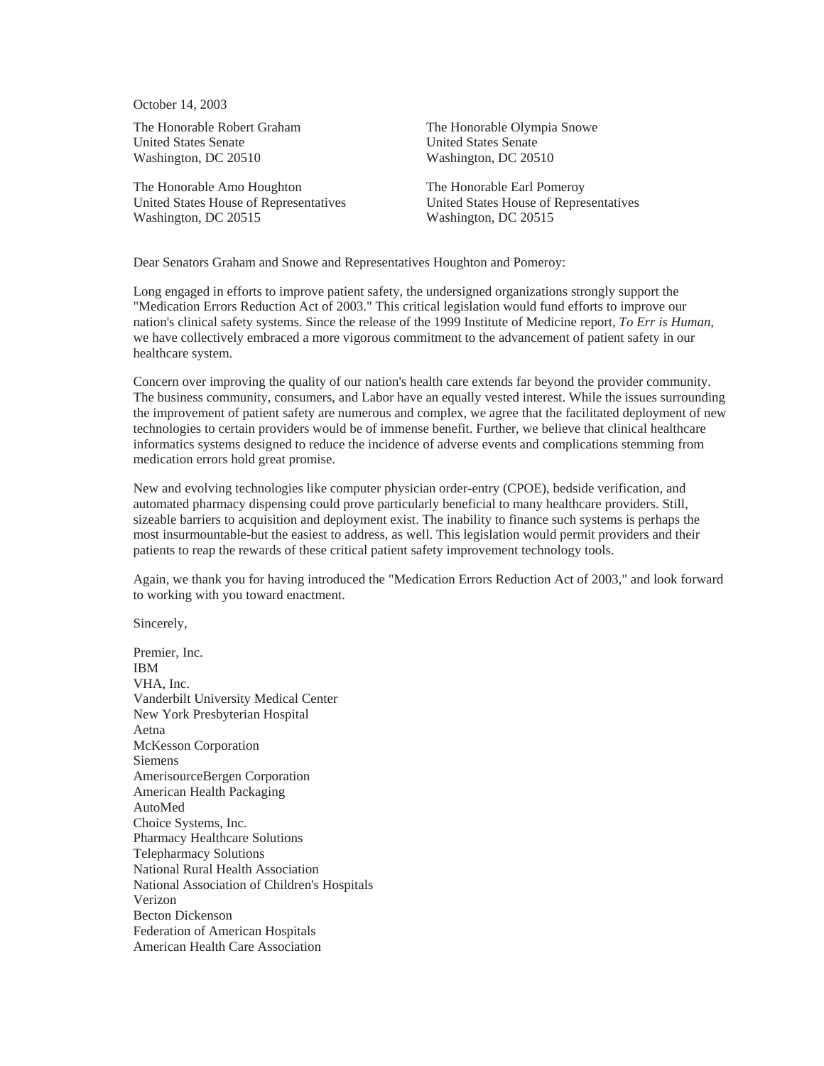October 14, 2003

The Honorable Robert Graham
United States Senate
Washington, DC 20510

The Honorable Olympia Snowe
United States Senate
Washington, DC 20510

The Honorable Amo Houghton
United States House of Representatives
Washington, DC 20515

The Honorable Earl Pomeroy
United States House of Representatives
Washington, DC 20515

Dear Senators Graham and Snowe and Representatives Houghton and Pomeroy:

Long engaged in efforts to improve patient safety, the undersigned organizations strongly support the "Medication Errors Reduction Act of 2003." This critical legislation would fund efforts to improve our nation's clinical safety systems. Since the release of the 1999 Institute of Medicine report, *To Err is Human*, we have collectively embraced a more vigorous commitment to the advancement of patient safety in our healthcare system.

Concern over improving the quality of our nation's health care extends far beyond the provider community. The business community, consumers, and Labor have an equally vested interest. While the issues surrounding the improvement of patient safety are numerous and complex, we agree that the facilitated deployment of new technologies to certain providers would be of immense benefit. Further, we believe that clinical healthcare informatics systems designed to reduce the incidence of adverse events and complications stemming from medication errors hold great promise.

New and evolving technologies like computer physician order-entry (CPOE), bedside verification, and automated pharmacy dispensing could prove particularly beneficial to many healthcare providers. Still, sizeable barriers to acquisition and deployment exist. The inability to finance such systems is perhaps the most insurmountable-but the easiest to address, as well. This legislation would permit providers and their patients to reap the rewards of these critical patient safety improvement technology tools.

Again, we thank you for having introduced the "Medication Errors Reduction Act of 2003," and look forward to working with you toward enactment.

Sincerely,

Premier, Inc.
IBM
VHA, Inc.
Vanderbilt University Medical Center
New York Presbyterian Hospital
Aetna
McKesson Corporation
Siemens
AmerisourceBergen Corporation
American Health Packaging
AutoMed
Choice Systems, Inc.
Pharmacy Healthcare Solutions
Telepharmacy Solutions
National Rural Health Association
National Association of Children's Hospitals
Verizon
Becton Dickenson
Federation of American Hospitals
American Health Care Association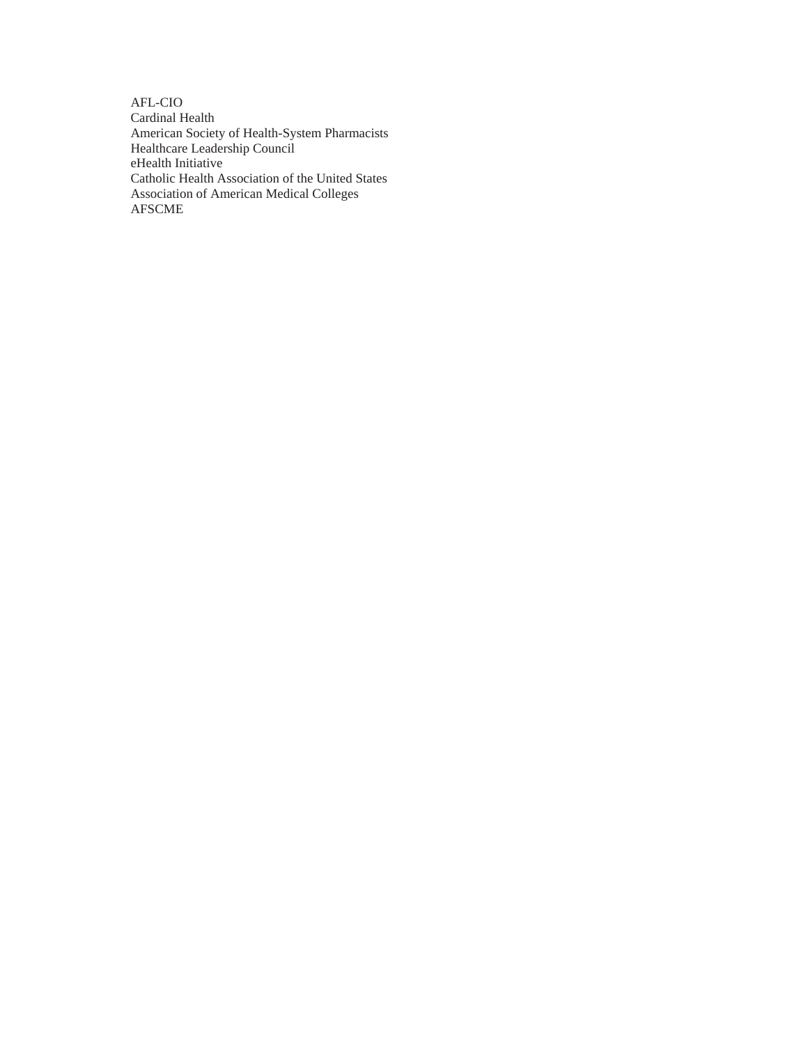AFL-CIO
Cardinal Health
American Society of Health-System Pharmacists
Healthcare Leadership Council
eHealth Initiative
Catholic Health Association of the United States
Association of American Medical Colleges
AFSCME